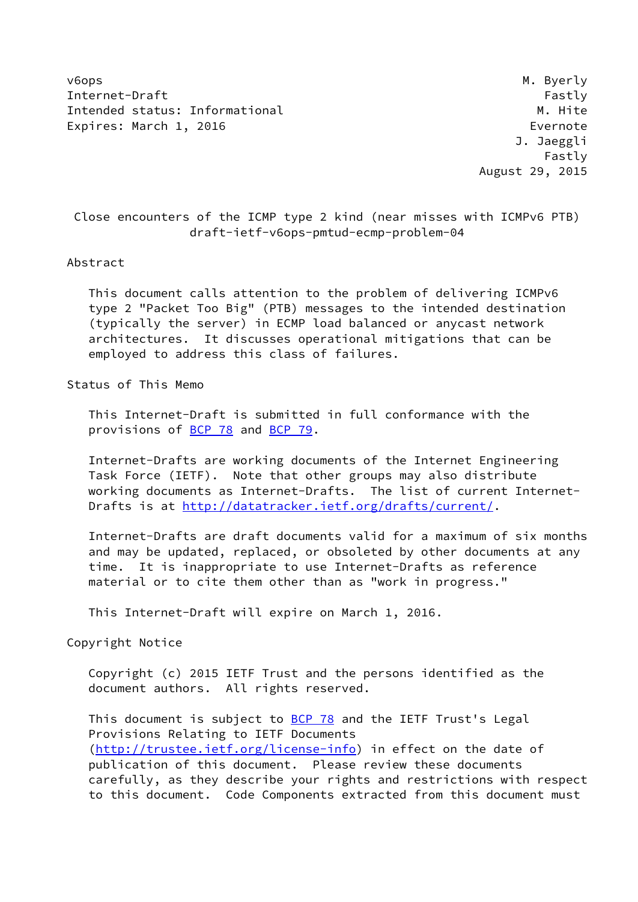v6ops M. Byerly
Internet-Draft Fastly
Intended status: Informational M. Hite
Expires: March 1, 2016 Evernote
J. Jaeggli
Fastly
August 29, 2015

# Close encounters of the ICMP type 2 kind (near misses with ICMPv6 PTB)
draft-ietf-v6ops-pmtud-ecmp-problem-04

## Abstract

This document calls attention to the problem of delivering ICMPv6 type 2 "Packet Too Big" (PTB) messages to the intended destination (typically the server) in ECMP load balanced or anycast network architectures. It discusses operational mitigations that can be employed to address this class of failures.

## Status of This Memo

This Internet-Draft is submitted in full conformance with the provisions of BCP 78 and BCP 79.

Internet-Drafts are working documents of the Internet Engineering Task Force (IETF). Note that other groups may also distribute working documents as Internet-Drafts. The list of current Internet-Drafts is at http://datatracker.ietf.org/drafts/current/.

Internet-Drafts are draft documents valid for a maximum of six months and may be updated, replaced, or obsoleted by other documents at any time. It is inappropriate to use Internet-Drafts as reference material or to cite them other than as "work in progress."

This Internet-Draft will expire on March 1, 2016.

## Copyright Notice

Copyright (c) 2015 IETF Trust and the persons identified as the document authors. All rights reserved.

This document is subject to BCP 78 and the IETF Trust's Legal Provisions Relating to IETF Documents (http://trustee.ietf.org/license-info) in effect on the date of publication of this document. Please review these documents carefully, as they describe your rights and restrictions with respect to this document. Code Components extracted from this document must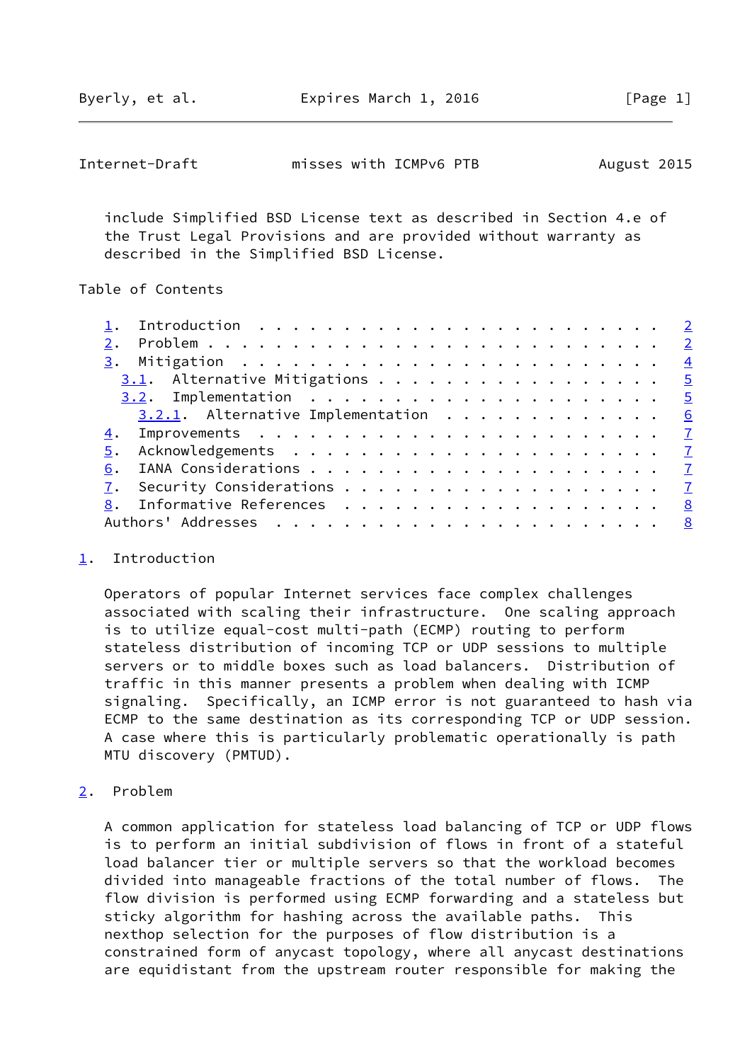include Simplified BSD License text as described in Section 4.e of the Trust Legal Provisions and are provided without warranty as described in the Simplified BSD License.

## Table of Contents

- 1. Introduction . . . . . . . . . . . . . . . . . . . . . . . . 2
- 2. Problem . . . . . . . . . . . . . . . . . . . . . . . . . . . 2
- 3. Mitigation . . . . . . . . . . . . . . . . . . . . . . . . . 4
  - 3.1. Alternative Mitigations . . . . . . . . . . . . . . . . . 5
  - 3.2. Implementation . . . . . . . . . . . . . . . . . . . . . 5
    - 3.2.1. Alternative Implementation . . . . . . . . . . . . . 6
- 4. Improvements . . . . . . . . . . . . . . . . . . . . . . . . 7
- 5. Acknowledgements . . . . . . . . . . . . . . . . . . . . . . 7
- 6. IANA Considerations . . . . . . . . . . . . . . . . . . . . . 7
- 7. Security Considerations . . . . . . . . . . . . . . . . . . . 7
- 8. Informative References . . . . . . . . . . . . . . . . . . . 8
- Authors' Addresses . . . . . . . . . . . . . . . . . . . . . . . 8

## 1. Introduction

Operators of popular Internet services face complex challenges associated with scaling their infrastructure. One scaling approach is to utilize equal-cost multi-path (ECMP) routing to perform stateless distribution of incoming TCP or UDP sessions to multiple servers or to middle boxes such as load balancers. Distribution of traffic in this manner presents a problem when dealing with ICMP signaling. Specifically, an ICMP error is not guaranteed to hash via ECMP to the same destination as its corresponding TCP or UDP session. A case where this is particularly problematic operationally is path MTU discovery (PMTUD).

## 2. Problem

A common application for stateless load balancing of TCP or UDP flows is to perform an initial subdivision of flows in front of a stateful load balancer tier or multiple servers so that the workload becomes divided into manageable fractions of the total number of flows. The flow division is performed using ECMP forwarding and a stateless but sticky algorithm for hashing across the available paths. This nexthop selection for the purposes of flow distribution is a constrained form of anycast topology, where all anycast destinations are equidistant from the upstream router responsible for making the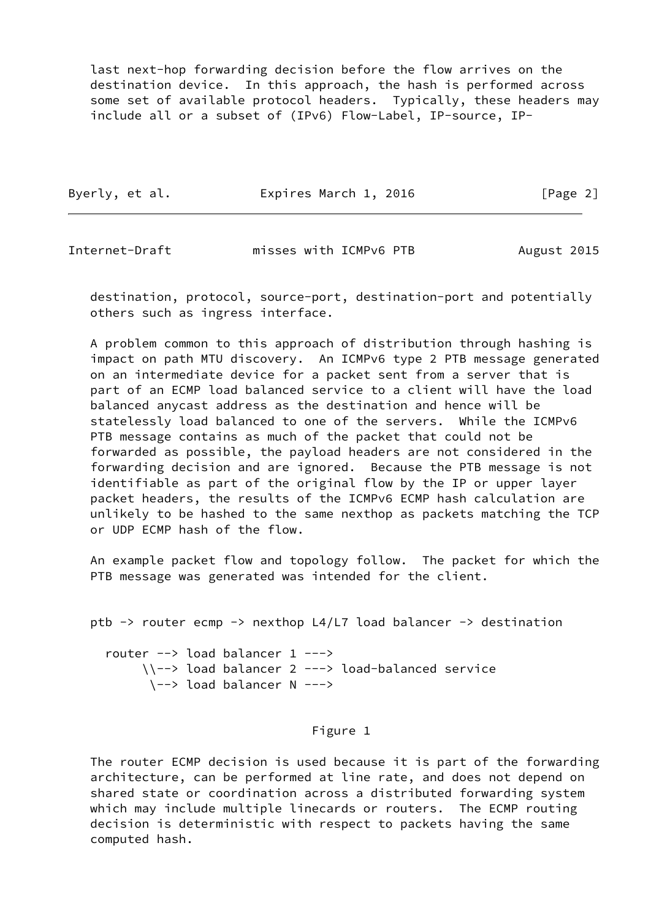last next-hop forwarding decision before the flow arrives on the destination device. In this approach, the hash is performed across some set of available protocol headers. Typically, these headers may include all or a subset of (IPv6) Flow-Label, IP-source, IP-destination, protocol, source-port, destination-port and potentially others such as ingress interface.

A problem common to this approach of distribution through hashing is impact on path MTU discovery. An ICMPv6 type 2 PTB message generated on an intermediate device for a packet sent from a server that is part of an ECMP load balanced service to a client will have the load balanced anycast address as the destination and hence will be statelessly load balanced to one of the servers. While the ICMPv6 PTB message contains as much of the packet that could not be forwarded as possible, the payload headers are not considered in the forwarding decision and are ignored. Because the PTB message is not identifiable as part of the original flow by the IP or upper layer packet headers, the results of the ICMPv6 ECMP hash calculation are unlikely to be hashed to the same nexthop as packets matching the TCP or UDP ECMP hash of the flow.

An example packet flow and topology follow. The packet for which the PTB message was generated was intended for the client.

```
ptb -> router ecmp -> nexthop L4/L7 load balancer -> destination

  router --> load balancer 1 --->
       \\--> load balancer 2 ---> load-balanced service
        \--> load balancer N --->
```

Figure 1

The router ECMP decision is used because it is part of the forwarding architecture, can be performed at line rate, and does not depend on shared state or coordination across a distributed forwarding system which may include multiple linecards or routers. The ECMP routing decision is deterministic with respect to packets having the same computed hash.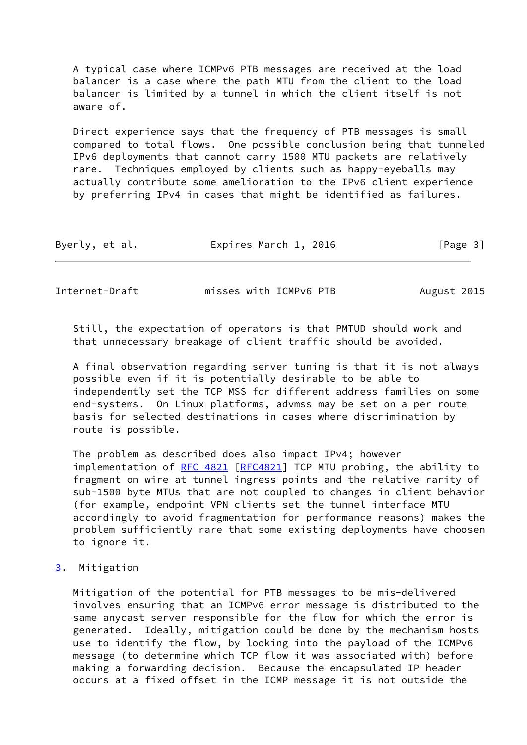A typical case where ICMPv6 PTB messages are received at the load balancer is a case where the path MTU from the client to the load balancer is limited by a tunnel in which the client itself is not aware of.

Direct experience says that the frequency of PTB messages is small compared to total flows. One possible conclusion being that tunneled IPv6 deployments that cannot carry 1500 MTU packets are relatively rare. Techniques employed by clients such as happy-eyeballs may actually contribute some amelioration to the IPv6 client experience by preferring IPv4 in cases that might be identified as failures.

Still, the expectation of operators is that PMTUD should work and that unnecessary breakage of client traffic should be avoided.

A final observation regarding server tuning is that it is not always possible even if it is potentially desirable to be able to independently set the TCP MSS for different address families on some end-systems. On Linux platforms, advmss may be set on a per route basis for selected destinations in cases where discrimination by route is possible.

The problem as described does also impact IPv4; however implementation of RFC 4821 [RFC4821] TCP MTU probing, the ability to fragment on wire at tunnel ingress points and the relative rarity of sub-1500 byte MTUs that are not coupled to changes in client behavior (for example, endpoint VPN clients set the tunnel interface MTU accordingly to avoid fragmentation for performance reasons) makes the problem sufficiently rare that some existing deployments have choosen to ignore it.

## 3. Mitigation

Mitigation of the potential for PTB messages to be mis-delivered involves ensuring that an ICMPv6 error message is distributed to the same anycast server responsible for the flow for which the error is generated. Ideally, mitigation could be done by the mechanism hosts use to identify the flow, by looking into the payload of the ICMPv6 message (to determine which TCP flow it was associated with) before making a forwarding decision. Because the encapsulated IP header occurs at a fixed offset in the ICMP message it is not outside the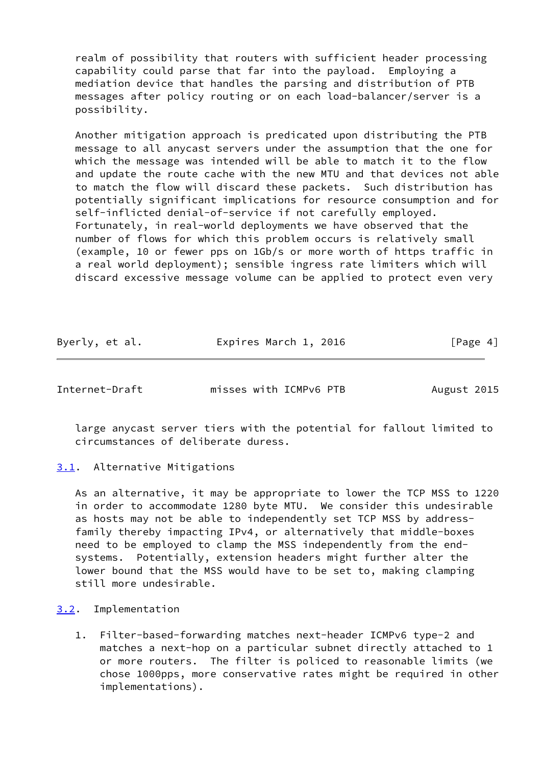realm of possibility that routers with sufficient header processing capability could parse that far into the payload. Employing a mediation device that handles the parsing and distribution of PTB messages after policy routing or on each load-balancer/server is a possibility.

Another mitigation approach is predicated upon distributing the PTB message to all anycast servers under the assumption that the one for which the message was intended will be able to match it to the flow and update the route cache with the new MTU and that devices not able to match the flow will discard these packets. Such distribution has potentially significant implications for resource consumption and for self-inflicted denial-of-service if not carefully employed. Fortunately, in real-world deployments we have observed that the number of flows for which this problem occurs is relatively small (example, 10 or fewer pps on 1Gb/s or more worth of https traffic in a real world deployment); sensible ingress rate limiters which will discard excessive message volume can be applied to protect even very large anycast server tiers with the potential for fallout limited to circumstances of deliberate duress.

### 3.1. Alternative Mitigations

As an alternative, it may be appropriate to lower the TCP MSS to 1220 in order to accommodate 1280 byte MTU. We consider this undesirable as hosts may not be able to independently set TCP MSS by address-family thereby impacting IPv4, or alternatively that middle-boxes need to be employed to clamp the MSS independently from the end-systems. Potentially, extension headers might further alter the lower bound that the MSS would have to be set to, making clamping still more undesirable.

### 3.2. Implementation

1. Filter-based-forwarding matches next-header ICMPv6 type-2 and matches a next-hop on a particular subnet directly attached to 1 or more routers. The filter is policed to reasonable limits (we chose 1000pps, more conservative rates might be required in other implementations).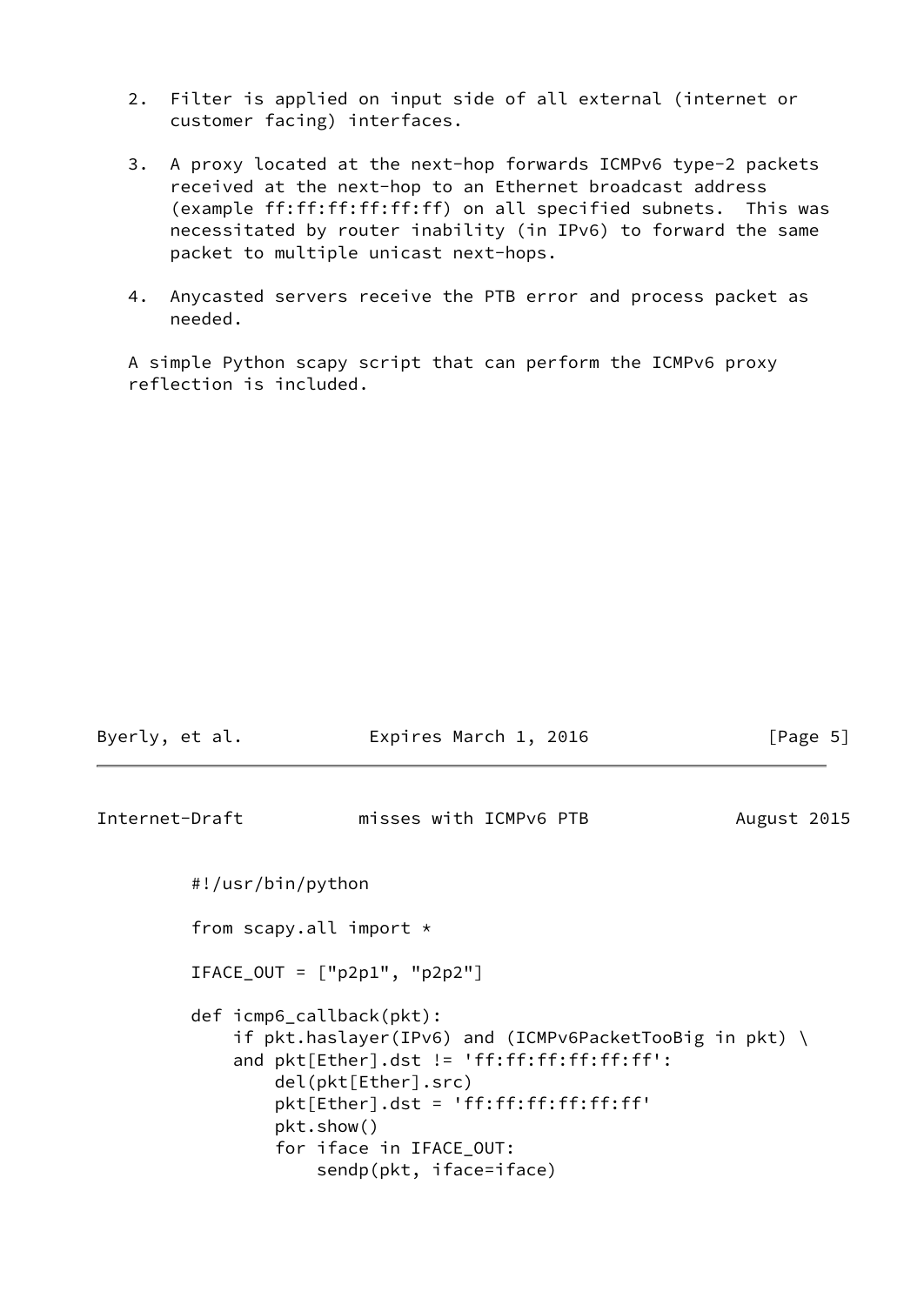2. Filter is applied on input side of all external (internet or customer facing) interfaces.

3. A proxy located at the next-hop forwards ICMPv6 type-2 packets received at the next-hop to an Ethernet broadcast address (example ff:ff:ff:ff:ff:ff) on all specified subnets. This was necessitated by router inability (in IPv6) to forward the same packet to multiple unicast next-hops.

4. Anycasted servers receive the PTB error and process packet as needed.

A simple Python scapy script that can perform the ICMPv6 proxy reflection is included.

```
#!/usr/bin/python

from scapy.all import *

IFACE_OUT = ["p2p1", "p2p2"]

def icmp6_callback(pkt):
    if pkt.haslayer(IPv6) and (ICMPv6PacketTooBig in pkt) \
    and pkt[Ether].dst != 'ff:ff:ff:ff:ff:ff':
        del(pkt[Ether].src)
        pkt[Ether].dst = 'ff:ff:ff:ff:ff:ff'
        pkt.show()
        for iface in IFACE_OUT:
            sendp(pkt, iface=iface)
```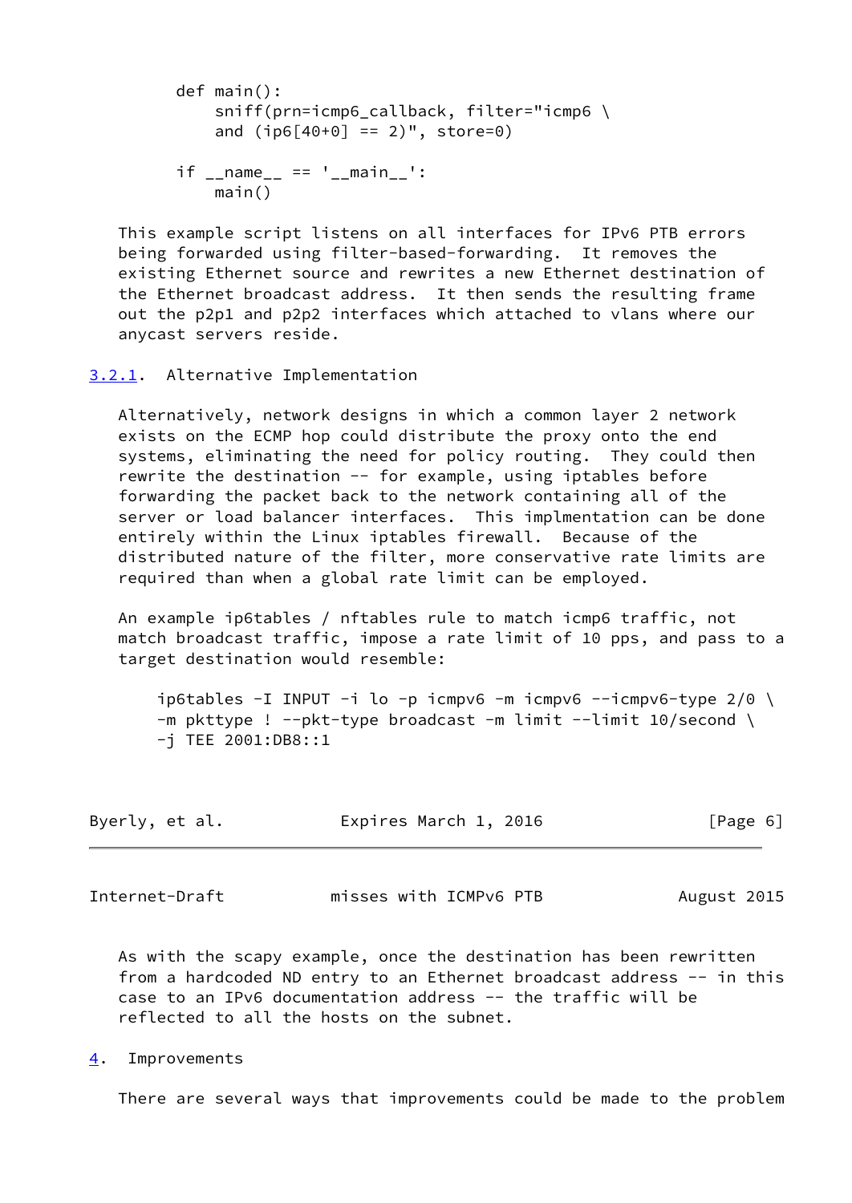```
def main():
    sniff(prn=icmp6_callback, filter="icmp6 \
    and (ip6[40+0] == 2)", store=0)

if __name__ == '__main__':
    main()
```

This example script listens on all interfaces for IPv6 PTB errors being forwarded using filter-based-forwarding. It removes the existing Ethernet source and rewrites a new Ethernet destination of the Ethernet broadcast address. It then sends the resulting frame out the p2p1 and p2p2 interfaces which attached to vlans where our anycast servers reside.

### 3.2.1. Alternative Implementation

Alternatively, network designs in which a common layer 2 network exists on the ECMP hop could distribute the proxy onto the end systems, eliminating the need for policy routing. They could then rewrite the destination -- for example, using iptables before forwarding the packet back to the network containing all of the server or load balancer interfaces. This implmentation can be done entirely within the Linux iptables firewall. Because of the distributed nature of the filter, more conservative rate limits are required than when a global rate limit can be employed.

An example ip6tables / nftables rule to match icmp6 traffic, not match broadcast traffic, impose a rate limit of 10 pps, and pass to a target destination would resemble:

```
ip6tables -I INPUT -i lo -p icmpv6 -m icmpv6 --icmpv6-type 2/0 \
-m pkttype ! --pkt-type broadcast -m limit --limit 10/second \
-j TEE 2001:DB8::1
```

As with the scapy example, once the destination has been rewritten from a hardcoded ND entry to an Ethernet broadcast address -- in this case to an IPv6 documentation address -- the traffic will be reflected to all the hosts on the subnet.

## 4. Improvements

There are several ways that improvements could be made to the problem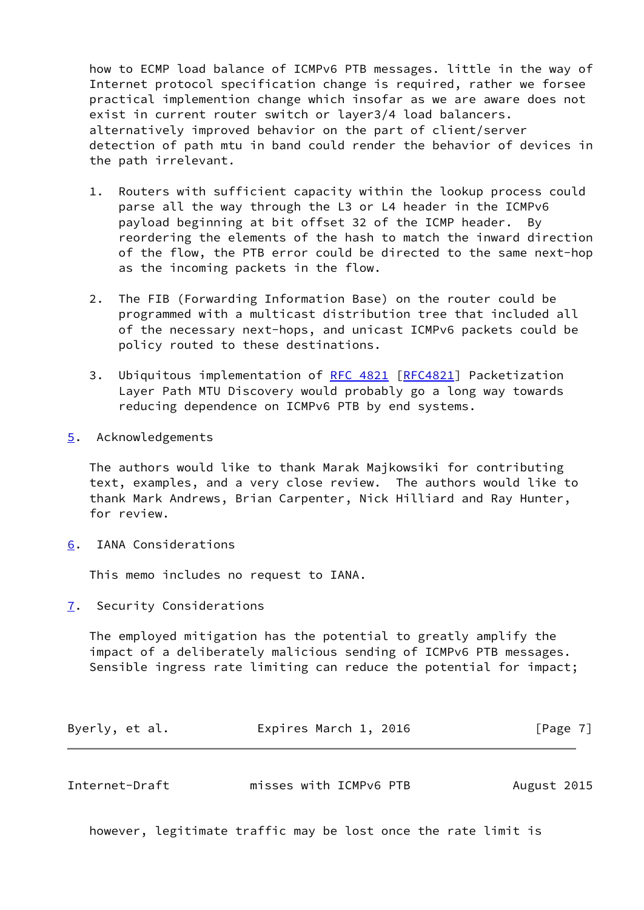how to ECMP load balance of ICMPv6 PTB messages. little in the way of Internet protocol specification change is required, rather we forsee practical implemention change which insofar as we are aware does not exist in current router switch or layer3/4 load balancers. alternatively improved behavior on the part of client/server detection of path mtu in band could render the behavior of devices in the path irrelevant.

1. Routers with sufficient capacity within the lookup process could parse all the way through the L3 or L4 header in the ICMPv6 payload beginning at bit offset 32 of the ICMP header. By reordering the elements of the hash to match the inward direction of the flow, the PTB error could be directed to the same next-hop as the incoming packets in the flow.

2. The FIB (Forwarding Information Base) on the router could be programmed with a multicast distribution tree that included all of the necessary next-hops, and unicast ICMPv6 packets could be policy routed to these destinations.

3. Ubiquitous implementation of RFC 4821 [RFC4821] Packetization Layer Path MTU Discovery would probably go a long way towards reducing dependence on ICMPv6 PTB by end systems.

## 5. Acknowledgements

The authors would like to thank Marak Majkowsiki for contributing text, examples, and a very close review. The authors would like to thank Mark Andrews, Brian Carpenter, Nick Hilliard and Ray Hunter, for review.

## 6. IANA Considerations

This memo includes no request to IANA.

## 7. Security Considerations

The employed mitigation has the potential to greatly amplify the impact of a deliberately malicious sending of ICMPv6 PTB messages. Sensible ingress rate limiting can reduce the potential for impact; however, legitimate traffic may be lost once the rate limit is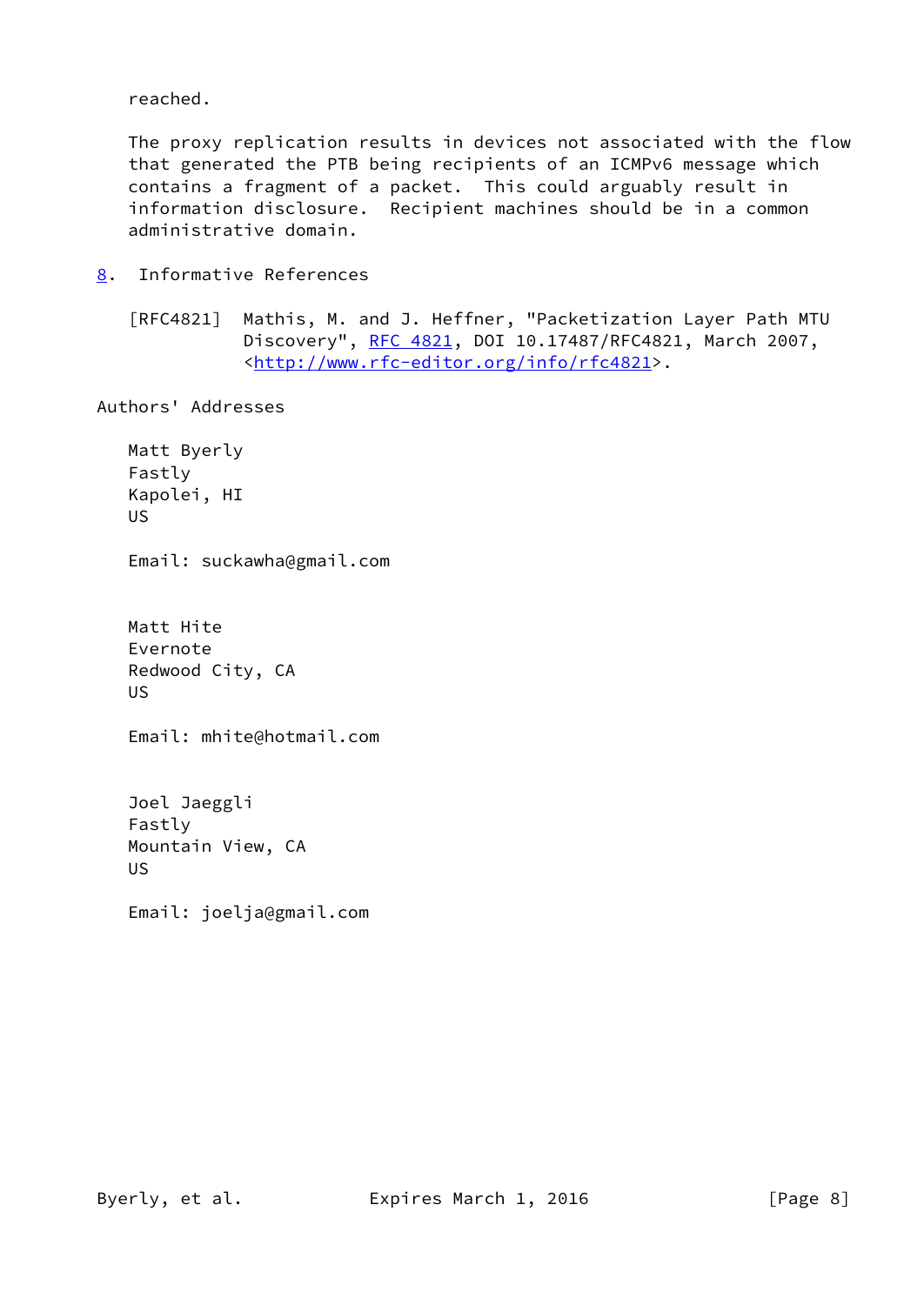reached.

The proxy replication results in devices not associated with the flow that generated the PTB being recipients of an ICMPv6 message which contains a fragment of a packet. This could arguably result in information disclosure. Recipient machines should be in a common administrative domain.

## 8. Informative References

[RFC4821] Mathis, M. and J. Heffner, "Packetization Layer Path MTU Discovery", RFC 4821, DOI 10.17487/RFC4821, March 2007, <http://www.rfc-editor.org/info/rfc4821>.

## Authors' Addresses

Matt Byerly
Fastly
Kapolei, HI
US

Email: suckawha@gmail.com

Matt Hite
Evernote
Redwood City, CA
US

Email: mhite@hotmail.com

Joel Jaeggli
Fastly
Mountain View, CA
US

Email: joelja@gmail.com